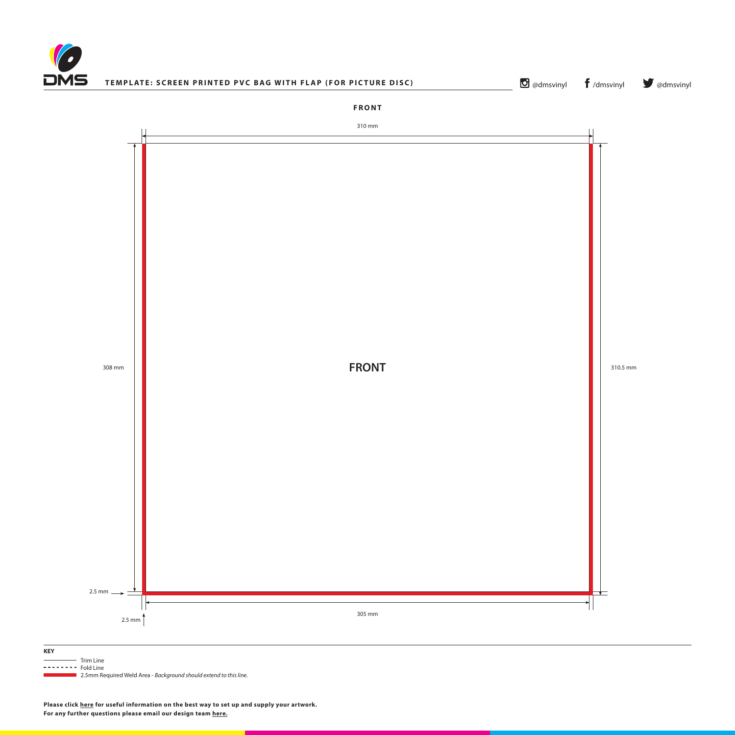**TEMPLATE: SCREEN PRINTED PVC BAG WITH FLAP (FOR PICTURE DISC)**

@dmsvinyl /dmsvinyl @dmsvinyl

**FRONT**

310 mm

308 mm

**FRONT**

310.5 mm

2.5 mm

2.5 mm

305 mm

**KEY**

Trim Line
Fold Line
2.5mm Required Weld Area - *Background should extend to this line.*

**Please click here for useful information on the best way to set up and supply your artwork.**
**For any further questions please email our design team here.**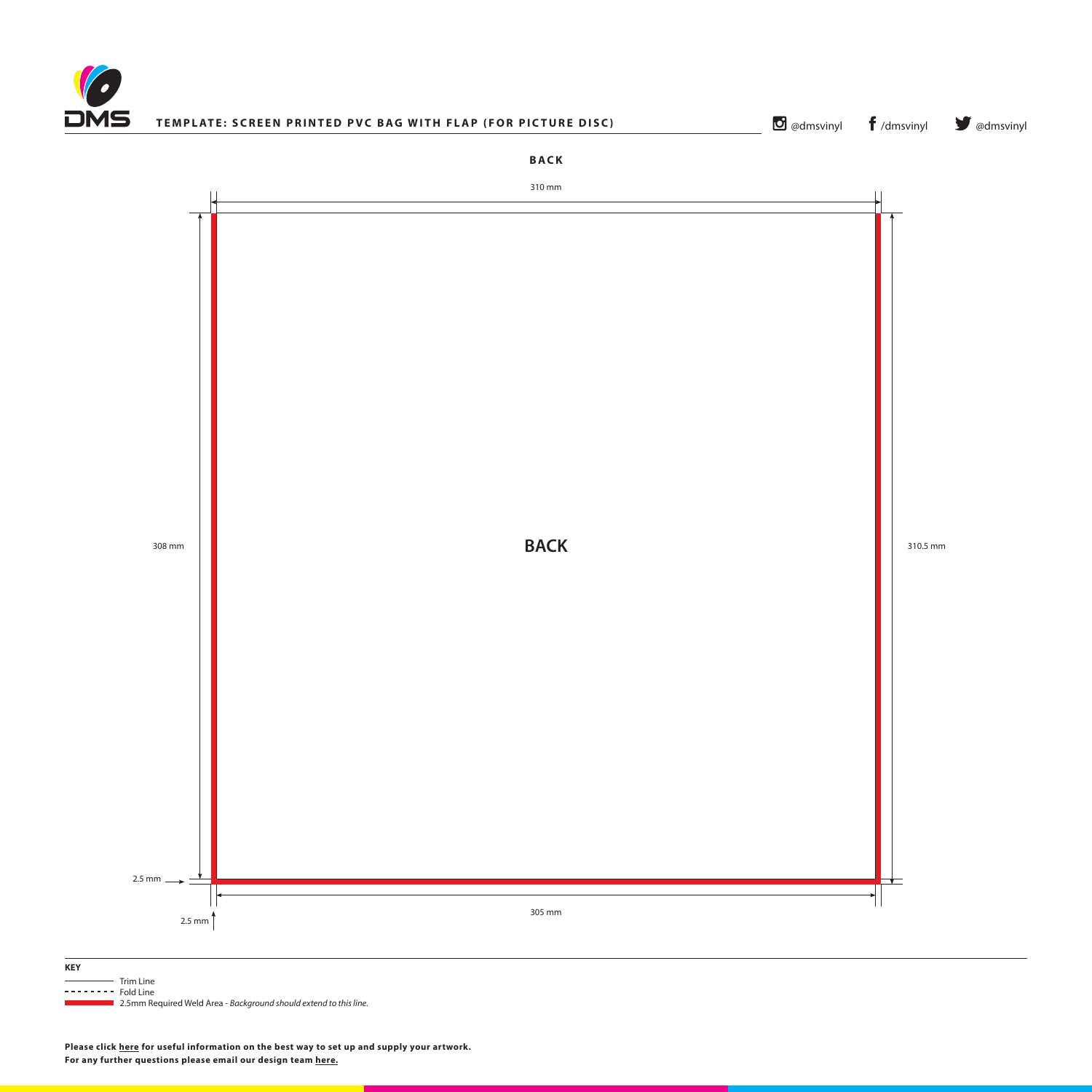# TEMPLATE: SCREEN PRINTED PVC BAG WITH FLAP (FOR PICTURE DISC)

@dmsvinyl /dmsvinyl @dmsvinyl

## BACK

310 mm

308 mm

BACK

310.5 mm

2.5 mm

2.5 mm

305 mm

**KEY**

Trim Line
Fold Line
2.5mm Required Weld Area - *Background should extend to this line.*

**Please click here for useful information on the best way to set up and supply your artwork.**
**For any further questions please email our design team here.**